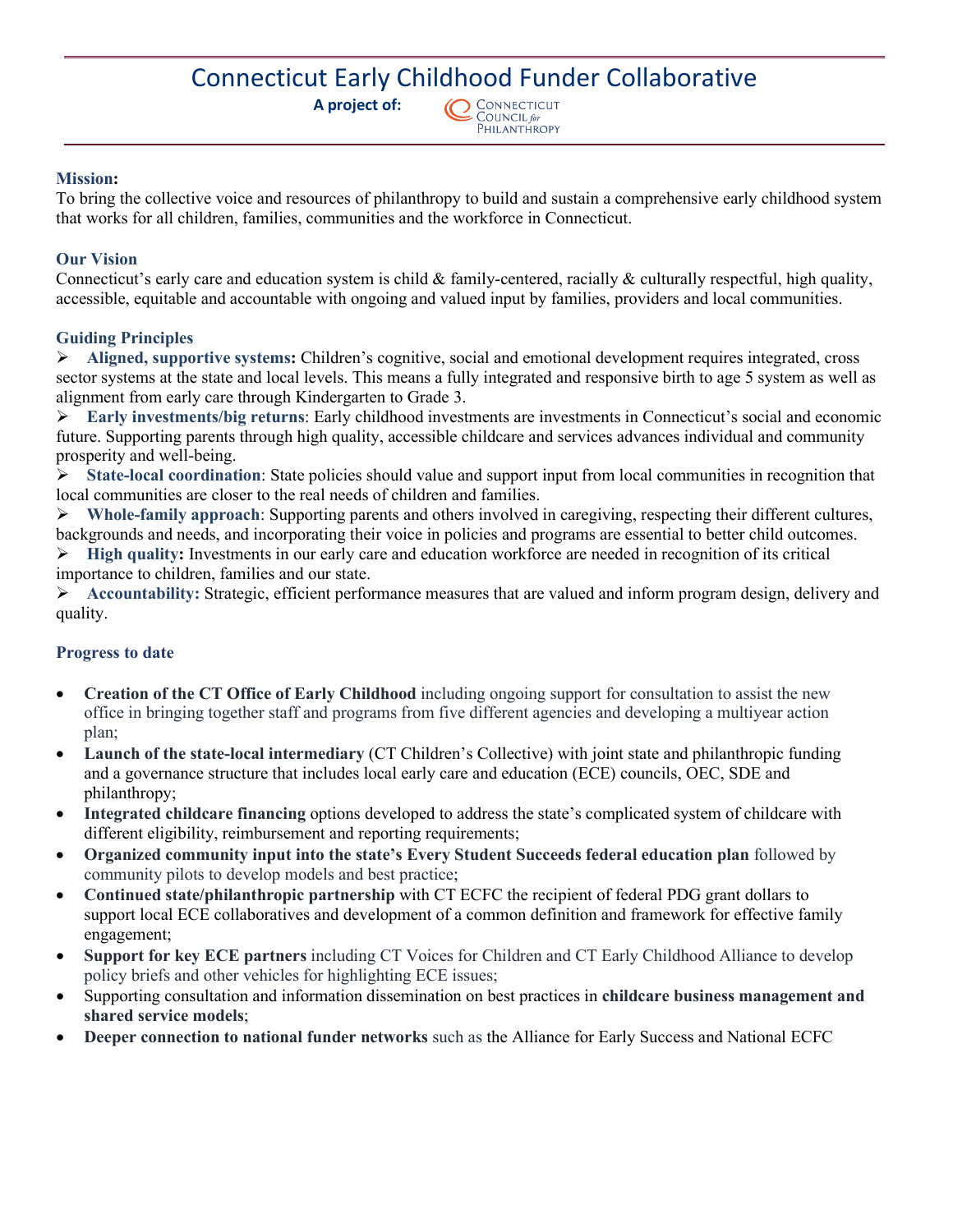# Connecticut Early Childhood Funder Collaborative

**A project of:** Connecticut Council for Philanthropy

## Mission:

To bring the collective voice and resources of philanthropy to build and sustain a comprehensive early childhood system that works for all children, families, communities and the workforce in Connecticut.

## Our Vision

Connecticut's early care and education system is child & family-centered, racially & culturally respectful, high quality, accessible, equitable and accountable with ongoing and valued input by families, providers and local communities.

## Guiding Principles

- **Aligned, supportive systems:** Children's cognitive, social and emotional development requires integrated, cross sector systems at the state and local levels. This means a fully integrated and responsive birth to age 5 system as well as alignment from early care through Kindergarten to Grade 3.
- **Early investments/big returns**: Early childhood investments are investments in Connecticut's social and economic future. Supporting parents through high quality, accessible childcare and services advances individual and community prosperity and well-being.
- **State-local coordination**: State policies should value and support input from local communities in recognition that local communities are closer to the real needs of children and families.
- **Whole-family approach**: Supporting parents and others involved in caregiving, respecting their different cultures, backgrounds and needs, and incorporating their voice in policies and programs are essential to better child outcomes.
- **High quality:** Investments in our early care and education workforce are needed in recognition of its critical importance to children, families and our state.
- **Accountability:** Strategic, efficient performance measures that are valued and inform program design, delivery and quality.

## Progress to date

- **Creation of the CT Office of Early Childhood** including ongoing support for consultation to assist the new office in bringing together staff and programs from five different agencies and developing a multiyear action plan;
- **Launch of the state-local intermediary** (CT Children's Collective) with joint state and philanthropic funding and a governance structure that includes local early care and education (ECE) councils, OEC, SDE and philanthropy;
- **Integrated childcare financing** options developed to address the state's complicated system of childcare with different eligibility, reimbursement and reporting requirements;
- **Organized community input into the state's Every Student Succeeds federal education plan** followed by community pilots to develop models and best practice;
- **Continued state/philanthropic partnership** with CT ECFC the recipient of federal PDG grant dollars to support local ECE collaboratives and development of a common definition and framework for effective family engagement;
- **Support for key ECE partners** including CT Voices for Children and CT Early Childhood Alliance to develop policy briefs and other vehicles for highlighting ECE issues;
- Supporting consultation and information dissemination on best practices in **childcare business management and shared service models**;
- **Deeper connection to national funder networks** such as the Alliance for Early Success and National ECFC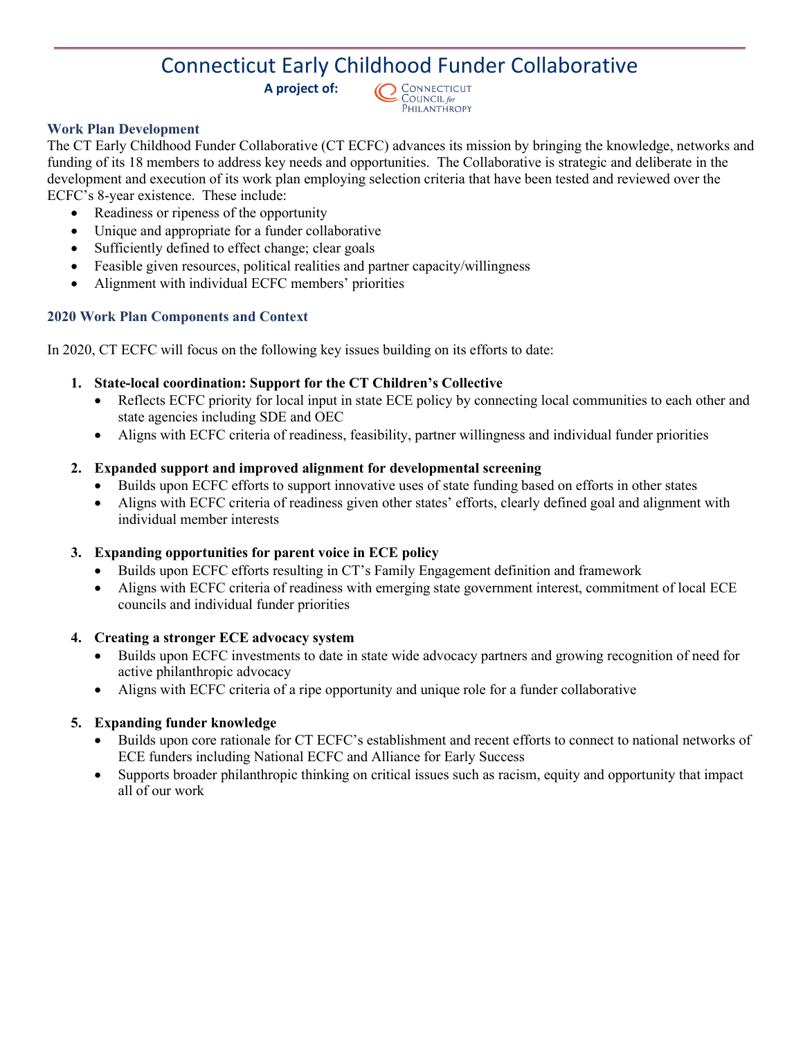# Connecticut Early Childhood Funder Collaborative

**A project of:** Connecticut Council for Philanthropy

## Work Plan Development

The CT Early Childhood Funder Collaborative (CT ECFC) advances its mission by bringing the knowledge, networks and funding of its 18 members to address key needs and opportunities. The Collaborative is strategic and deliberate in the development and execution of its work plan employing selection criteria that have been tested and reviewed over the ECFC's 8-year existence. These include:

- Readiness or ripeness of the opportunity
- Unique and appropriate for a funder collaborative
- Sufficiently defined to effect change; clear goals
- Feasible given resources, political realities and partner capacity/willingness
- Alignment with individual ECFC members' priorities

## 2020 Work Plan Components and Context

In 2020, CT ECFC will focus on the following key issues building on its efforts to date:

1. **State-local coordination: Support for the CT Children's Collective**
   - Reflects ECFC priority for local input in state ECE policy by connecting local communities to each other and state agencies including SDE and OEC
   - Aligns with ECFC criteria of readiness, feasibility, partner willingness and individual funder priorities

2. **Expanded support and improved alignment for developmental screening**
   - Builds upon ECFC efforts to support innovative uses of state funding based on efforts in other states
   - Aligns with ECFC criteria of readiness given other states' efforts, clearly defined goal and alignment with individual member interests

3. **Expanding opportunities for parent voice in ECE policy**
   - Builds upon ECFC efforts resulting in CT's Family Engagement definition and framework
   - Aligns with ECFC criteria of readiness with emerging state government interest, commitment of local ECE councils and individual funder priorities

4. **Creating a stronger ECE advocacy system**
   - Builds upon ECFC investments to date in state wide advocacy partners and growing recognition of need for active philanthropic advocacy
   - Aligns with ECFC criteria of a ripe opportunity and unique role for a funder collaborative

5. **Expanding funder knowledge**
   - Builds upon core rationale for CT ECFC's establishment and recent efforts to connect to national networks of ECE funders including National ECFC and Alliance for Early Success
   - Supports broader philanthropic thinking on critical issues such as racism, equity and opportunity that impact all of our work